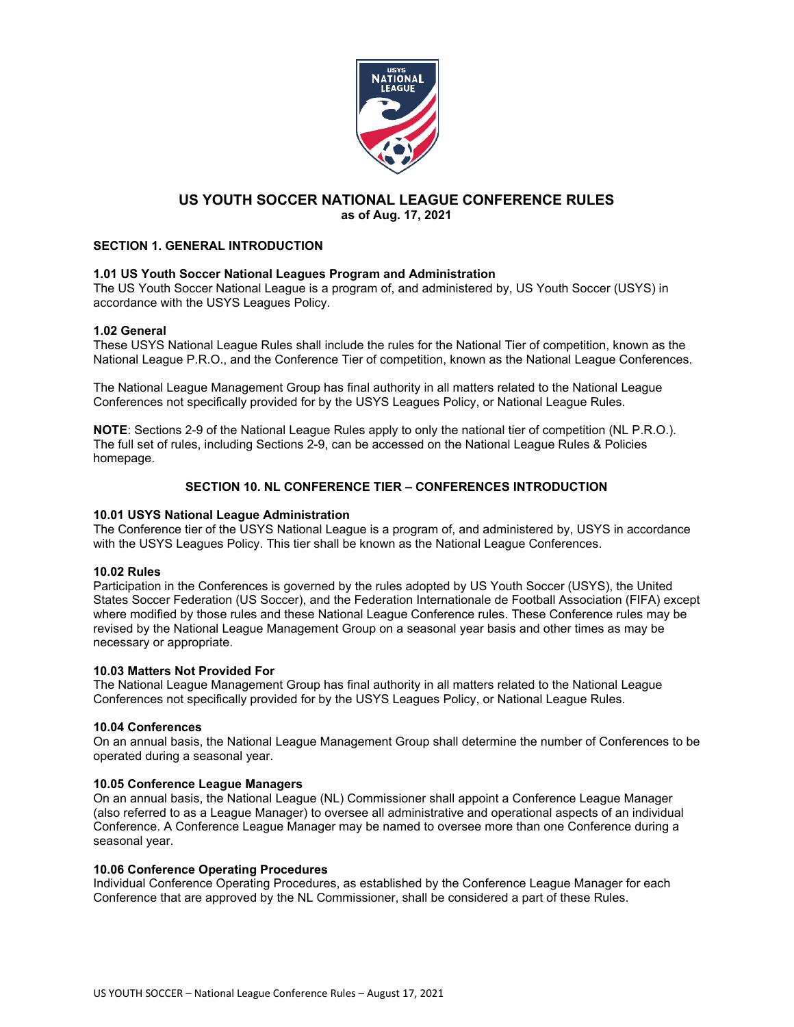# US YOUTH SOCCER NATIONAL LEAGUE CONFERENCE RULES

**as of Aug. 17, 2021**

## SECTION 1. GENERAL INTRODUCTION

### 1.01 US Youth Soccer National Leagues Program and Administration

The US Youth Soccer National League is a program of, and administered by, US Youth Soccer (USYS) in accordance with the USYS Leagues Policy.

### 1.02 General

These USYS National League Rules shall include the rules for the National Tier of competition, known as the National League P.R.O., and the Conference Tier of competition, known as the National League Conferences.

The National League Management Group has final authority in all matters related to the National League Conferences not specifically provided for by the USYS Leagues Policy, or National League Rules.

**NOTE**: Sections 2-9 of the National League Rules apply to only the national tier of competition (NL P.R.O.). The full set of rules, including Sections 2-9, can be accessed on the National League Rules & Policies homepage.

## SECTION 10. NL CONFERENCE TIER – CONFERENCES INTRODUCTION

### 10.01 USYS National League Administration

The Conference tier of the USYS National League is a program of, and administered by, USYS in accordance with the USYS Leagues Policy. This tier shall be known as the National League Conferences.

### 10.02 Rules

Participation in the Conferences is governed by the rules adopted by US Youth Soccer (USYS), the United States Soccer Federation (US Soccer), and the Federation Internationale de Football Association (FIFA) except where modified by those rules and these National League Conference rules. These Conference rules may be revised by the National League Management Group on a seasonal year basis and other times as may be necessary or appropriate.

### 10.03 Matters Not Provided For

The National League Management Group has final authority in all matters related to the National League Conferences not specifically provided for by the USYS Leagues Policy, or National League Rules.

### 10.04 Conferences

On an annual basis, the National League Management Group shall determine the number of Conferences to be operated during a seasonal year.

### 10.05 Conference League Managers

On an annual basis, the National League (NL) Commissioner shall appoint a Conference League Manager (also referred to as a League Manager) to oversee all administrative and operational aspects of an individual Conference. A Conference League Manager may be named to oversee more than one Conference during a seasonal year.

### 10.06 Conference Operating Procedures

Individual Conference Operating Procedures, as established by the Conference League Manager for each Conference that are approved by the NL Commissioner, shall be considered a part of these Rules.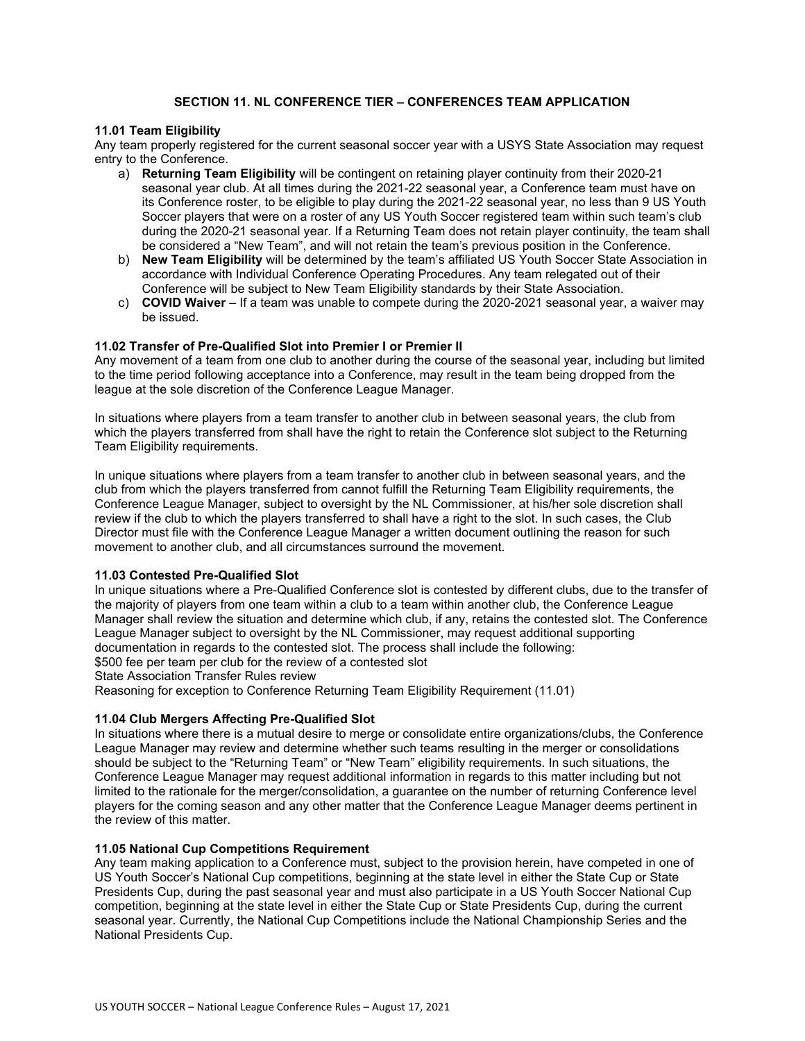## SECTION 11. NL CONFERENCE TIER – CONFERENCES TEAM APPLICATION

### 11.01 Team Eligibility

Any team properly registered for the current seasonal soccer year with a USYS State Association may request entry to the Conference.

a) **Returning Team Eligibility** will be contingent on retaining player continuity from their 2020-21 seasonal year club. At all times during the 2021-22 seasonal year, a Conference team must have on its Conference roster, to be eligible to play during the 2021-22 seasonal year, no less than 9 US Youth Soccer players that were on a roster of any US Youth Soccer registered team within such team's club during the 2020-21 seasonal year. If a Returning Team does not retain player continuity, the team shall be considered a "New Team", and will not retain the team's previous position in the Conference.

b) **New Team Eligibility** will be determined by the team's affiliated US Youth Soccer State Association in accordance with Individual Conference Operating Procedures. Any team relegated out of their Conference will be subject to New Team Eligibility standards by their State Association.

c) **COVID Waiver** – If a team was unable to compete during the 2020-2021 seasonal year, a waiver may be issued.

### 11.02 Transfer of Pre-Qualified Slot into Premier I or Premier II

Any movement of a team from one club to another during the course of the seasonal year, including but limited to the time period following acceptance into a Conference, may result in the team being dropped from the league at the sole discretion of the Conference League Manager.

In situations where players from a team transfer to another club in between seasonal years, the club from which the players transferred from shall have the right to retain the Conference slot subject to the Returning Team Eligibility requirements.

In unique situations where players from a team transfer to another club in between seasonal years, and the club from which the players transferred from cannot fulfill the Returning Team Eligibility requirements, the Conference League Manager, subject to oversight by the NL Commissioner, at his/her sole discretion shall review if the club to which the players transferred to shall have a right to the slot. In such cases, the Club Director must file with the Conference League Manager a written document outlining the reason for such movement to another club, and all circumstances surround the movement.

### 11.03 Contested Pre-Qualified Slot

In unique situations where a Pre-Qualified Conference slot is contested by different clubs, due to the transfer of the majority of players from one team within a club to a team within another club, the Conference League Manager shall review the situation and determine which club, if any, retains the contested slot. The Conference League Manager subject to oversight by the NL Commissioner, may request additional supporting documentation in regards to the contested slot. The process shall include the following:

$500 fee per team per club for the review of a contested slot

State Association Transfer Rules review

Reasoning for exception to Conference Returning Team Eligibility Requirement (11.01)

### 11.04 Club Mergers Affecting Pre-Qualified Slot

In situations where there is a mutual desire to merge or consolidate entire organizations/clubs, the Conference League Manager may review and determine whether such teams resulting in the merger or consolidations should be subject to the "Returning Team" or "New Team" eligibility requirements. In such situations, the Conference League Manager may request additional information in regards to this matter including but not limited to the rationale for the merger/consolidation, a guarantee on the number of returning Conference level players for the coming season and any other matter that the Conference League Manager deems pertinent in the review of this matter.

### 11.05 National Cup Competitions Requirement

Any team making application to a Conference must, subject to the provision herein, have competed in one of US Youth Soccer's National Cup competitions, beginning at the state level in either the State Cup or State Presidents Cup, during the past seasonal year and must also participate in a US Youth Soccer National Cup competition, beginning at the state level in either the State Cup or State Presidents Cup, during the current seasonal year. Currently, the National Cup Competitions include the National Championship Series and the National Presidents Cup.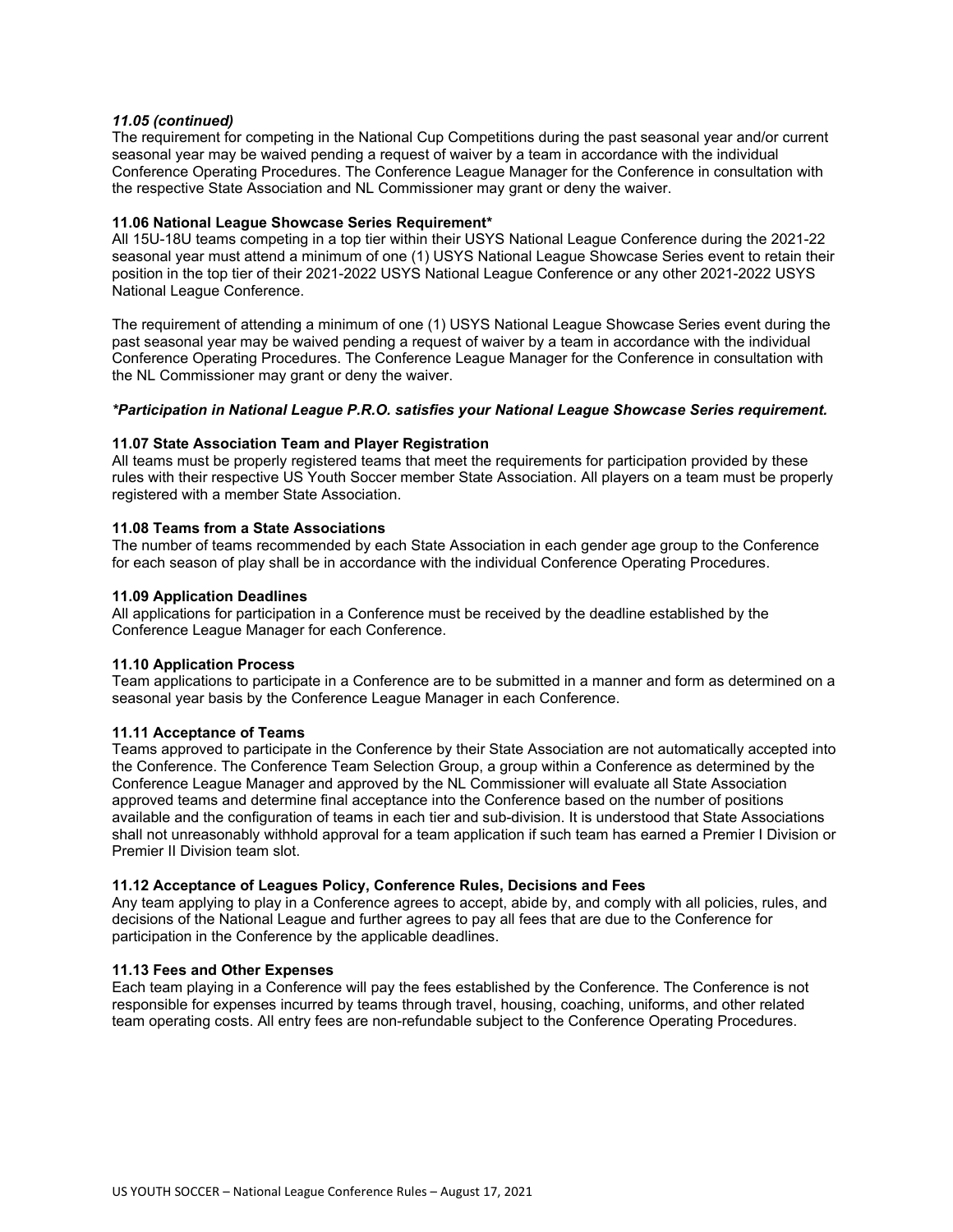*11.05 (continued)*
The requirement for competing in the National Cup Competitions during the past seasonal year and/or current seasonal year may be waived pending a request of waiver by a team in accordance with the individual Conference Operating Procedures. The Conference League Manager for the Conference in consultation with the respective State Association and NL Commissioner may grant or deny the waiver.

**11.06 National League Showcase Series Requirement***
All 15U-18U teams competing in a top tier within their USYS National League Conference during the 2021-22 seasonal year must attend a minimum of one (1) USYS National League Showcase Series event to retain their position in the top tier of their 2021-2022 USYS National League Conference or any other 2021-2022 USYS National League Conference.

The requirement of attending a minimum of one (1) USYS National League Showcase Series event during the past seasonal year may be waived pending a request of waiver by a team in accordance with the individual Conference Operating Procedures. The Conference League Manager for the Conference in consultation with the NL Commissioner may grant or deny the waiver.

***Participation in National League P.R.O. satisfies your National League Showcase Series requirement.***

**11.07 State Association Team and Player Registration**
All teams must be properly registered teams that meet the requirements for participation provided by these rules with their respective US Youth Soccer member State Association. All players on a team must be properly registered with a member State Association.

**11.08 Teams from a State Associations**
The number of teams recommended by each State Association in each gender age group to the Conference for each season of play shall be in accordance with the individual Conference Operating Procedures.

**11.09 Application Deadlines**
All applications for participation in a Conference must be received by the deadline established by the Conference League Manager for each Conference.

**11.10 Application Process**
Team applications to participate in a Conference are to be submitted in a manner and form as determined on a seasonal year basis by the Conference League Manager in each Conference.

**11.11 Acceptance of Teams**
Teams approved to participate in the Conference by their State Association are not automatically accepted into the Conference. The Conference Team Selection Group, a group within a Conference as determined by the Conference League Manager and approved by the NL Commissioner will evaluate all State Association approved teams and determine final acceptance into the Conference based on the number of positions available and the configuration of teams in each tier and sub-division. It is understood that State Associations shall not unreasonably withhold approval for a team application if such team has earned a Premier I Division or Premier II Division team slot.

**11.12 Acceptance of Leagues Policy, Conference Rules, Decisions and Fees**
Any team applying to play in a Conference agrees to accept, abide by, and comply with all policies, rules, and decisions of the National League and further agrees to pay all fees that are due to the Conference for participation in the Conference by the applicable deadlines.

**11.13 Fees and Other Expenses**
Each team playing in a Conference will pay the fees established by the Conference. The Conference is not responsible for expenses incurred by teams through travel, housing, coaching, uniforms, and other related team operating costs. All entry fees are non-refundable subject to the Conference Operating Procedures.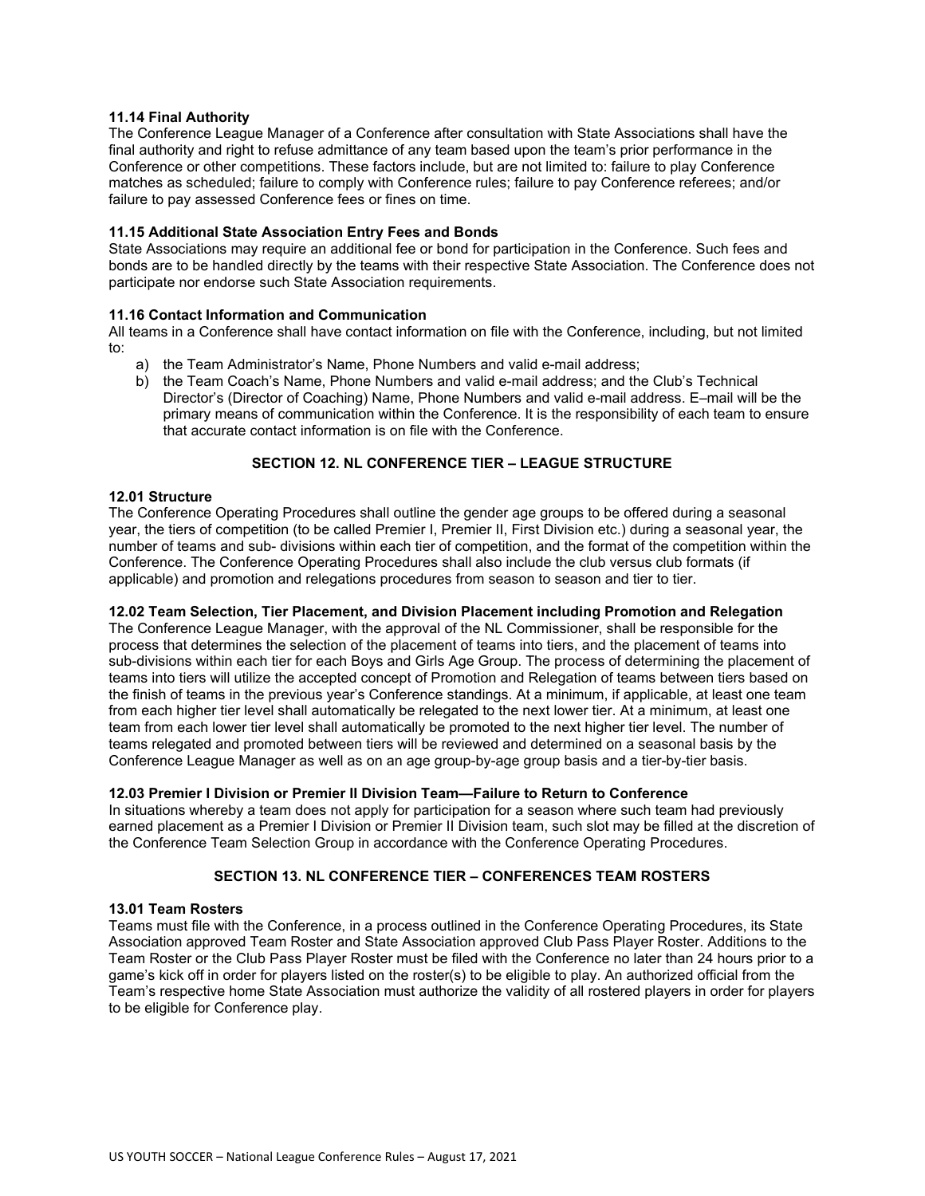**11.14 Final Authority**
The Conference League Manager of a Conference after consultation with State Associations shall have the final authority and right to refuse admittance of any team based upon the team's prior performance in the Conference or other competitions. These factors include, but are not limited to: failure to play Conference matches as scheduled; failure to comply with Conference rules; failure to pay Conference referees; and/or failure to pay assessed Conference fees or fines on time.

**11.15 Additional State Association Entry Fees and Bonds**
State Associations may require an additional fee or bond for participation in the Conference. Such fees and bonds are to be handled directly by the teams with their respective State Association. The Conference does not participate nor endorse such State Association requirements.

**11.16 Contact Information and Communication**
All teams in a Conference shall have contact information on file with the Conference, including, but not limited to:

a) the Team Administrator's Name, Phone Numbers and valid e-mail address;
b) the Team Coach's Name, Phone Numbers and valid e-mail address; and the Club's Technical Director's (Director of Coaching) Name, Phone Numbers and valid e-mail address. E–mail will be the primary means of communication within the Conference. It is the responsibility of each team to ensure that accurate contact information is on file with the Conference.

## SECTION 12. NL CONFERENCE TIER – LEAGUE STRUCTURE

**12.01 Structure**
The Conference Operating Procedures shall outline the gender age groups to be offered during a seasonal year, the tiers of competition (to be called Premier I, Premier II, First Division etc.) during a seasonal year, the number of teams and sub- divisions within each tier of competition, and the format of the competition within the Conference. The Conference Operating Procedures shall also include the club versus club formats (if applicable) and promotion and relegations procedures from season to season and tier to tier.

**12.02 Team Selection, Tier Placement, and Division Placement including Promotion and Relegation**
The Conference League Manager, with the approval of the NL Commissioner, shall be responsible for the process that determines the selection of the placement of teams into tiers, and the placement of teams into sub-divisions within each tier for each Boys and Girls Age Group. The process of determining the placement of teams into tiers will utilize the accepted concept of Promotion and Relegation of teams between tiers based on the finish of teams in the previous year's Conference standings. At a minimum, if applicable, at least one team from each higher tier level shall automatically be relegated to the next lower tier. At a minimum, at least one team from each lower tier level shall automatically be promoted to the next higher tier level. The number of teams relegated and promoted between tiers will be reviewed and determined on a seasonal basis by the Conference League Manager as well as on an age group-by-age group basis and a tier-by-tier basis.

**12.03 Premier I Division or Premier II Division Team—Failure to Return to Conference**
In situations whereby a team does not apply for participation for a season where such team had previously earned placement as a Premier I Division or Premier II Division team, such slot may be filled at the discretion of the Conference Team Selection Group in accordance with the Conference Operating Procedures.

## SECTION 13. NL CONFERENCE TIER – CONFERENCES TEAM ROSTERS

**13.01 Team Rosters**
Teams must file with the Conference, in a process outlined in the Conference Operating Procedures, its State Association approved Team Roster and State Association approved Club Pass Player Roster. Additions to the Team Roster or the Club Pass Player Roster must be filed with the Conference no later than 24 hours prior to a game's kick off in order for players listed on the roster(s) to be eligible to play. An authorized official from the Team's respective home State Association must authorize the validity of all rostered players in order for players to be eligible for Conference play.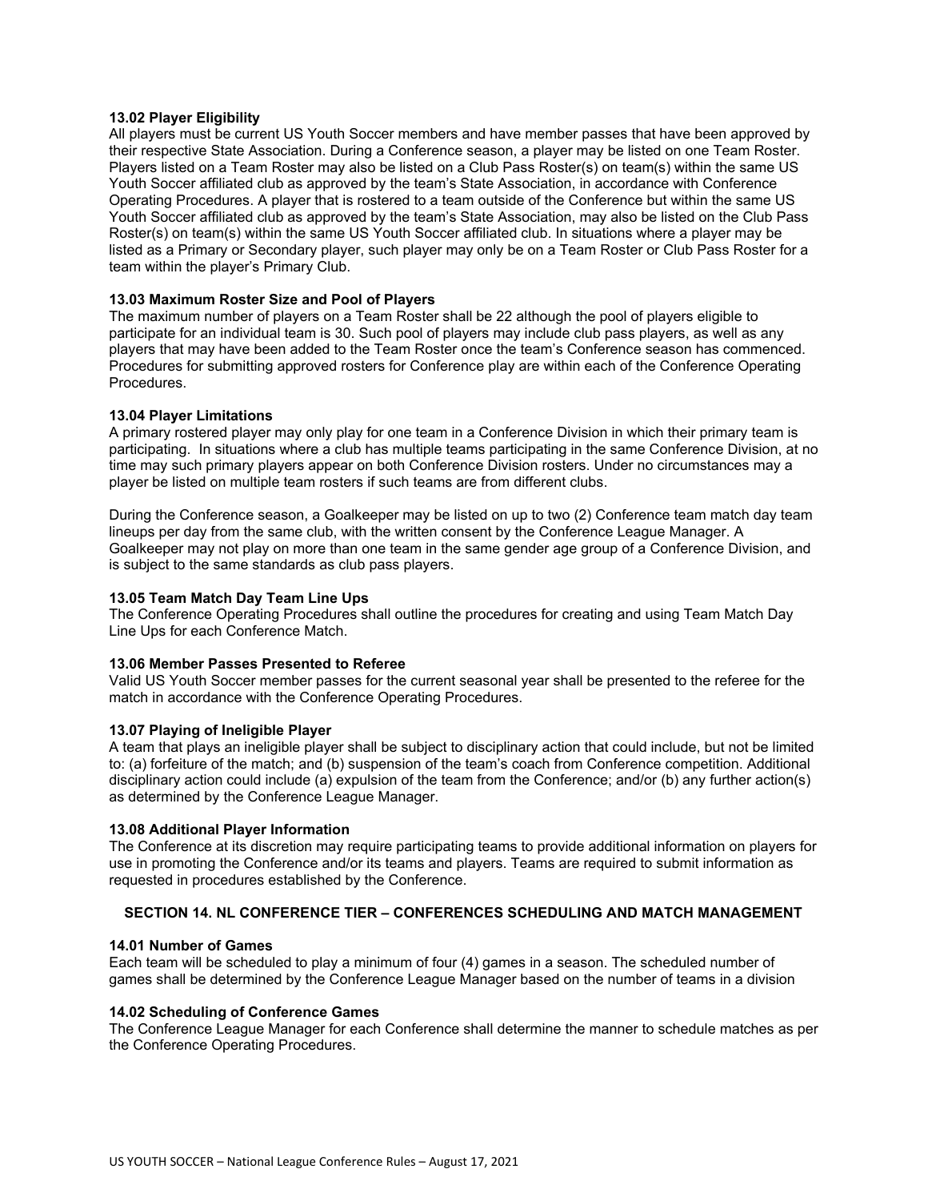**13.02 Player Eligibility**

All players must be current US Youth Soccer members and have member passes that have been approved by their respective State Association. During a Conference season, a player may be listed on one Team Roster. Players listed on a Team Roster may also be listed on a Club Pass Roster(s) on team(s) within the same US Youth Soccer affiliated club as approved by the team's State Association, in accordance with Conference Operating Procedures. A player that is rostered to a team outside of the Conference but within the same US Youth Soccer affiliated club as approved by the team's State Association, may also be listed on the Club Pass Roster(s) on team(s) within the same US Youth Soccer affiliated club. In situations where a player may be listed as a Primary or Secondary player, such player may only be on a Team Roster or Club Pass Roster for a team within the player's Primary Club.

**13.03 Maximum Roster Size and Pool of Players**

The maximum number of players on a Team Roster shall be 22 although the pool of players eligible to participate for an individual team is 30. Such pool of players may include club pass players, as well as any players that may have been added to the Team Roster once the team's Conference season has commenced. Procedures for submitting approved rosters for Conference play are within each of the Conference Operating Procedures.

**13.04 Player Limitations**

A primary rostered player may only play for one team in a Conference Division in which their primary team is participating. In situations where a club has multiple teams participating in the same Conference Division, at no time may such primary players appear on both Conference Division rosters. Under no circumstances may a player be listed on multiple team rosters if such teams are from different clubs.

During the Conference season, a Goalkeeper may be listed on up to two (2) Conference team match day team lineups per day from the same club, with the written consent by the Conference League Manager. A Goalkeeper may not play on more than one team in the same gender age group of a Conference Division, and is subject to the same standards as club pass players.

**13.05 Team Match Day Team Line Ups**

The Conference Operating Procedures shall outline the procedures for creating and using Team Match Day Line Ups for each Conference Match.

**13.06 Member Passes Presented to Referee**

Valid US Youth Soccer member passes for the current seasonal year shall be presented to the referee for the match in accordance with the Conference Operating Procedures.

**13.07 Playing of Ineligible Player**

A team that plays an ineligible player shall be subject to disciplinary action that could include, but not be limited to: (a) forfeiture of the match; and (b) suspension of the team's coach from Conference competition. Additional disciplinary action could include (a) expulsion of the team from the Conference; and/or (b) any further action(s) as determined by the Conference League Manager.

**13.08 Additional Player Information**

The Conference at its discretion may require participating teams to provide additional information on players for use in promoting the Conference and/or its teams and players. Teams are required to submit information as requested in procedures established by the Conference.

## SECTION 14. NL CONFERENCE TIER – CONFERENCES SCHEDULING AND MATCH MANAGEMENT

**14.01 Number of Games**

Each team will be scheduled to play a minimum of four (4) games in a season. The scheduled number of games shall be determined by the Conference League Manager based on the number of teams in a division

**14.02 Scheduling of Conference Games**

The Conference League Manager for each Conference shall determine the manner to schedule matches as per the Conference Operating Procedures.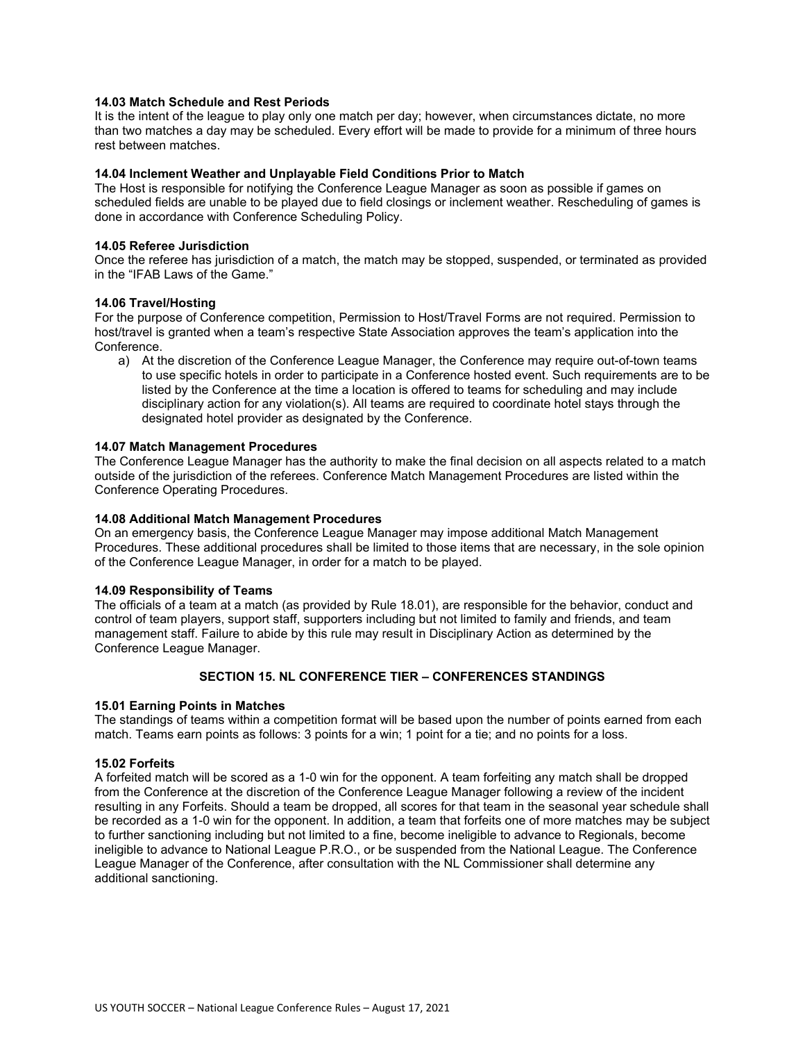### 14.03 Match Schedule and Rest Periods

It is the intent of the league to play only one match per day; however, when circumstances dictate, no more than two matches a day may be scheduled. Every effort will be made to provide for a minimum of three hours rest between matches.

### 14.04 Inclement Weather and Unplayable Field Conditions Prior to Match

The Host is responsible for notifying the Conference League Manager as soon as possible if games on scheduled fields are unable to be played due to field closings or inclement weather. Rescheduling of games is done in accordance with Conference Scheduling Policy.

### 14.05 Referee Jurisdiction

Once the referee has jurisdiction of a match, the match may be stopped, suspended, or terminated as provided in the "IFAB Laws of the Game."

### 14.06 Travel/Hosting

For the purpose of Conference competition, Permission to Host/Travel Forms are not required. Permission to host/travel is granted when a team's respective State Association approves the team's application into the Conference.

a) At the discretion of the Conference League Manager, the Conference may require out-of-town teams to use specific hotels in order to participate in a Conference hosted event. Such requirements are to be listed by the Conference at the time a location is offered to teams for scheduling and may include disciplinary action for any violation(s). All teams are required to coordinate hotel stays through the designated hotel provider as designated by the Conference.

### 14.07 Match Management Procedures

The Conference League Manager has the authority to make the final decision on all aspects related to a match outside of the jurisdiction of the referees. Conference Match Management Procedures are listed within the Conference Operating Procedures.

### 14.08 Additional Match Management Procedures

On an emergency basis, the Conference League Manager may impose additional Match Management Procedures. These additional procedures shall be limited to those items that are necessary, in the sole opinion of the Conference League Manager, in order for a match to be played.

### 14.09 Responsibility of Teams

The officials of a team at a match (as provided by Rule 18.01), are responsible for the behavior, conduct and control of team players, support staff, supporters including but not limited to family and friends, and team management staff. Failure to abide by this rule may result in Disciplinary Action as determined by the Conference League Manager.

## SECTION 15. NL CONFERENCE TIER – CONFERENCES STANDINGS

### 15.01 Earning Points in Matches

The standings of teams within a competition format will be based upon the number of points earned from each match. Teams earn points as follows: 3 points for a win; 1 point for a tie; and no points for a loss.

### 15.02 Forfeits

A forfeited match will be scored as a 1-0 win for the opponent. A team forfeiting any match shall be dropped from the Conference at the discretion of the Conference League Manager following a review of the incident resulting in any Forfeits. Should a team be dropped, all scores for that team in the seasonal year schedule shall be recorded as a 1-0 win for the opponent. In addition, a team that forfeits one of more matches may be subject to further sanctioning including but not limited to a fine, become ineligible to advance to Regionals, become ineligible to advance to National League P.R.O., or be suspended from the National League. The Conference League Manager of the Conference, after consultation with the NL Commissioner shall determine any additional sanctioning.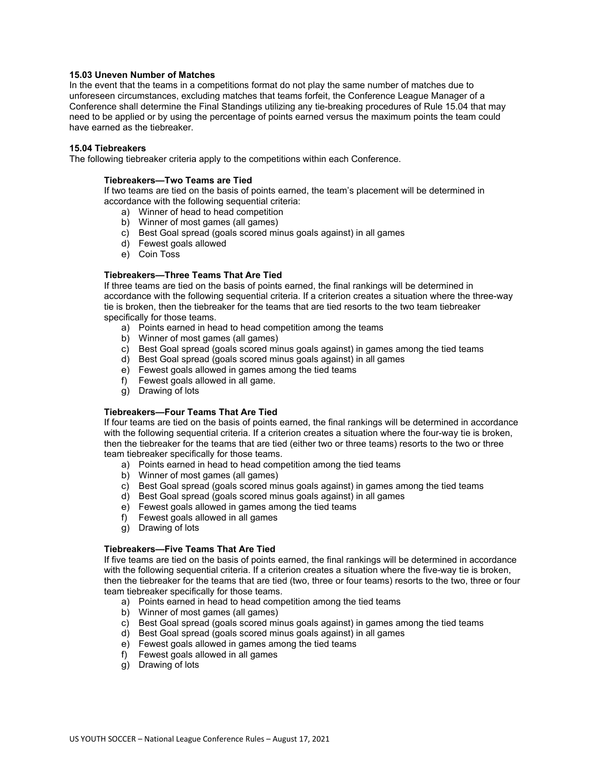### 15.03 Uneven Number of Matches

In the event that the teams in a competitions format do not play the same number of matches due to unforeseen circumstances, excluding matches that teams forfeit, the Conference League Manager of a Conference shall determine the Final Standings utilizing any tie-breaking procedures of Rule 15.04 that may need to be applied or by using the percentage of points earned versus the maximum points the team could have earned as the tiebreaker.

### 15.04 Tiebreakers

The following tiebreaker criteria apply to the competitions within each Conference.

**Tiebreakers—Two Teams are Tied**

If two teams are tied on the basis of points earned, the team's placement will be determined in accordance with the following sequential criteria:

a) Winner of head to head competition
b) Winner of most games (all games)
c) Best Goal spread (goals scored minus goals against) in all games
d) Fewest goals allowed
e) Coin Toss

**Tiebreakers—Three Teams That Are Tied**

If three teams are tied on the basis of points earned, the final rankings will be determined in accordance with the following sequential criteria. If a criterion creates a situation where the three-way tie is broken, then the tiebreaker for the teams that are tied resorts to the two team tiebreaker specifically for those teams.

a) Points earned in head to head competition among the teams
b) Winner of most games (all games)
c) Best Goal spread (goals scored minus goals against) in games among the tied teams
d) Best Goal spread (goals scored minus goals against) in all games
e) Fewest goals allowed in games among the tied teams
f) Fewest goals allowed in all game.
g) Drawing of lots

**Tiebreakers—Four Teams That Are Tied**

If four teams are tied on the basis of points earned, the final rankings will be determined in accordance with the following sequential criteria. If a criterion creates a situation where the four-way tie is broken, then the tiebreaker for the teams that are tied (either two or three teams) resorts to the two or three team tiebreaker specifically for those teams.

a) Points earned in head to head competition among the tied teams
b) Winner of most games (all games)
c) Best Goal spread (goals scored minus goals against) in games among the tied teams
d) Best Goal spread (goals scored minus goals against) in all games
e) Fewest goals allowed in games among the tied teams
f) Fewest goals allowed in all games
g) Drawing of lots

**Tiebreakers—Five Teams That Are Tied**

If five teams are tied on the basis of points earned, the final rankings will be determined in accordance with the following sequential criteria. If a criterion creates a situation where the five-way tie is broken, then the tiebreaker for the teams that are tied (two, three or four teams) resorts to the two, three or four team tiebreaker specifically for those teams.

a) Points earned in head to head competition among the tied teams
b) Winner of most games (all games)
c) Best Goal spread (goals scored minus goals against) in games among the tied teams
d) Best Goal spread (goals scored minus goals against) in all games
e) Fewest goals allowed in games among the tied teams
f) Fewest goals allowed in all games
g) Drawing of lots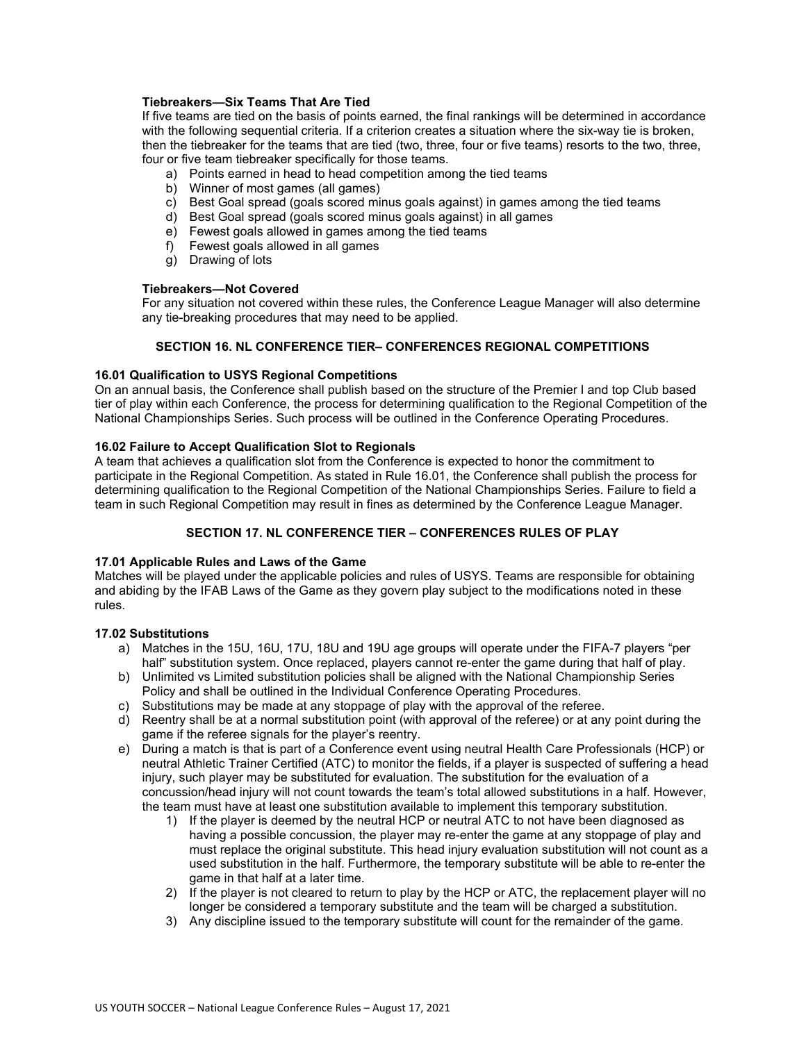**Tiebreakers—Six Teams That Are Tied**

If five teams are tied on the basis of points earned, the final rankings will be determined in accordance with the following sequential criteria. If a criterion creates a situation where the six-way tie is broken, then the tiebreaker for the teams that are tied (two, three, four or five teams) resorts to the two, three, four or five team tiebreaker specifically for those teams.

a) Points earned in head to head competition among the tied teams
b) Winner of most games (all games)
c) Best Goal spread (goals scored minus goals against) in games among the tied teams
d) Best Goal spread (goals scored minus goals against) in all games
e) Fewest goals allowed in games among the tied teams
f) Fewest goals allowed in all games
g) Drawing of lots

**Tiebreakers—Not Covered**

For any situation not covered within these rules, the Conference League Manager will also determine any tie-breaking procedures that may need to be applied.

## SECTION 16. NL CONFERENCE TIER– CONFERENCES REGIONAL COMPETITIONS

**16.01 Qualification to USYS Regional Competitions**

On an annual basis, the Conference shall publish based on the structure of the Premier I and top Club based tier of play within each Conference, the process for determining qualification to the Regional Competition of the National Championships Series. Such process will be outlined in the Conference Operating Procedures.

**16.02 Failure to Accept Qualification Slot to Regionals**

A team that achieves a qualification slot from the Conference is expected to honor the commitment to participate in the Regional Competition. As stated in Rule 16.01, the Conference shall publish the process for determining qualification to the Regional Competition of the National Championships Series. Failure to field a team in such Regional Competition may result in fines as determined by the Conference League Manager.

## SECTION 17. NL CONFERENCE TIER – CONFERENCES RULES OF PLAY

**17.01 Applicable Rules and Laws of the Game**

Matches will be played under the applicable policies and rules of USYS. Teams are responsible for obtaining and abiding by the IFAB Laws of the Game as they govern play subject to the modifications noted in these rules.

**17.02 Substitutions**

a) Matches in the 15U, 16U, 17U, 18U and 19U age groups will operate under the FIFA-7 players "per half" substitution system. Once replaced, players cannot re-enter the game during that half of play.
b) Unlimited vs Limited substitution policies shall be aligned with the National Championship Series Policy and shall be outlined in the Individual Conference Operating Procedures.
c) Substitutions may be made at any stoppage of play with the approval of the referee.
d) Reentry shall be at a normal substitution point (with approval of the referee) or at any point during the game if the referee signals for the player's reentry.
e) During a match is that is part of a Conference event using neutral Health Care Professionals (HCP) or neutral Athletic Trainer Certified (ATC) to monitor the fields, if a player is suspected of suffering a head injury, such player may be substituted for evaluation. The substitution for the evaluation of a concussion/head injury will not count towards the team's total allowed substitutions in a half. However, the team must have at least one substitution available to implement this temporary substitution.
    1) If the player is deemed by the neutral HCP or neutral ATC to not have been diagnosed as having a possible concussion, the player may re-enter the game at any stoppage of play and must replace the original substitute. This head injury evaluation substitution will not count as a used substitution in the half. Furthermore, the temporary substitute will be able to re-enter the game in that half at a later time.
    2) If the player is not cleared to return to play by the HCP or ATC, the replacement player will no longer be considered a temporary substitute and the team will be charged a substitution.
    3) Any discipline issued to the temporary substitute will count for the remainder of the game.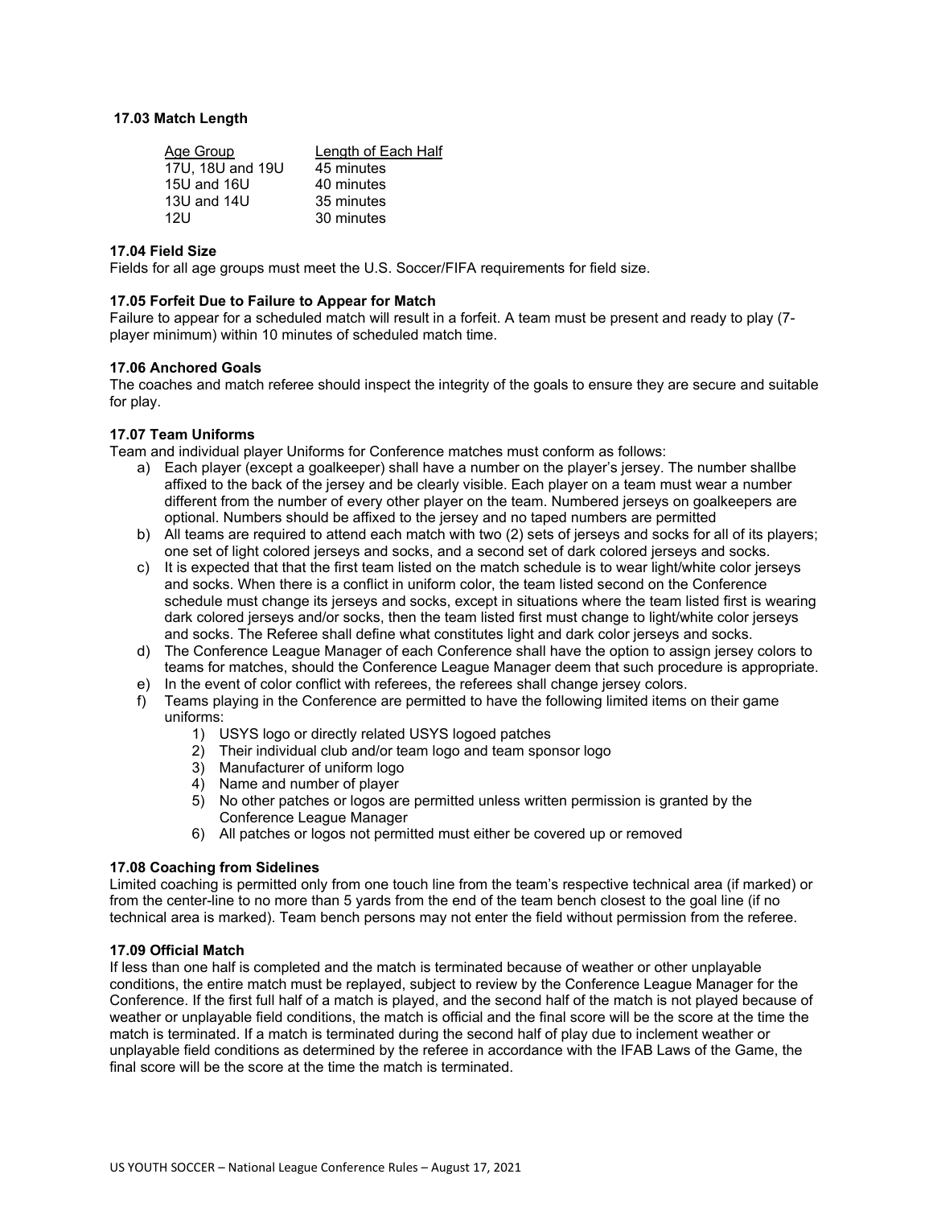### 17.03 Match Length

| Age Group | Length of Each Half |
|---|---|
| 17U, 18U and 19U | 45 minutes |
| 15U and 16U | 40 minutes |
| 13U and 14U | 35 minutes |
| 12U | 30 minutes |

### 17.04 Field Size

Fields for all age groups must meet the U.S. Soccer/FIFA requirements for field size.

### 17.05 Forfeit Due to Failure to Appear for Match

Failure to appear for a scheduled match will result in a forfeit. A team must be present and ready to play (7-player minimum) within 10 minutes of scheduled match time.

### 17.06 Anchored Goals

The coaches and match referee should inspect the integrity of the goals to ensure they are secure and suitable for play.

### 17.07 Team Uniforms

Team and individual player Uniforms for Conference matches must conform as follows:

a) Each player (except a goalkeeper) shall have a number on the player's jersey. The number shallbe affixed to the back of the jersey and be clearly visible. Each player on a team must wear a number different from the number of every other player on the team. Numbered jerseys on goalkeepers are optional. Numbers should be affixed to the jersey and no taped numbers are permitted

b) All teams are required to attend each match with two (2) sets of jerseys and socks for all of its players; one set of light colored jerseys and socks, and a second set of dark colored jerseys and socks.

c) It is expected that that the first team listed on the match schedule is to wear light/white color jerseys and socks. When there is a conflict in uniform color, the team listed second on the Conference schedule must change its jerseys and socks, except in situations where the team listed first is wearing dark colored jerseys and/or socks, then the team listed first must change to light/white color jerseys and socks. The Referee shall define what constitutes light and dark color jerseys and socks.

d) The Conference League Manager of each Conference shall have the option to assign jersey colors to teams for matches, should the Conference League Manager deem that such procedure is appropriate.

e) In the event of color conflict with referees, the referees shall change jersey colors.

f) Teams playing in the Conference are permitted to have the following limited items on their game uniforms:
   1) USYS logo or directly related USYS logoed patches
   2) Their individual club and/or team logo and team sponsor logo
   3) Manufacturer of uniform logo
   4) Name and number of player
   5) No other patches or logos are permitted unless written permission is granted by the Conference League Manager
   6) All patches or logos not permitted must either be covered up or removed

### 17.08 Coaching from Sidelines

Limited coaching is permitted only from one touch line from the team's respective technical area (if marked) or from the center-line to no more than 5 yards from the end of the team bench closest to the goal line (if no technical area is marked). Team bench persons may not enter the field without permission from the referee.

### 17.09 Official Match

If less than one half is completed and the match is terminated because of weather or other unplayable conditions, the entire match must be replayed, subject to review by the Conference League Manager for the Conference. If the first full half of a match is played, and the second half of the match is not played because of weather or unplayable field conditions, the match is official and the final score will be the score at the time the match is terminated. If a match is terminated during the second half of play due to inclement weather or unplayable field conditions as determined by the referee in accordance with the IFAB Laws of the Game, the final score will be the score at the time the match is terminated.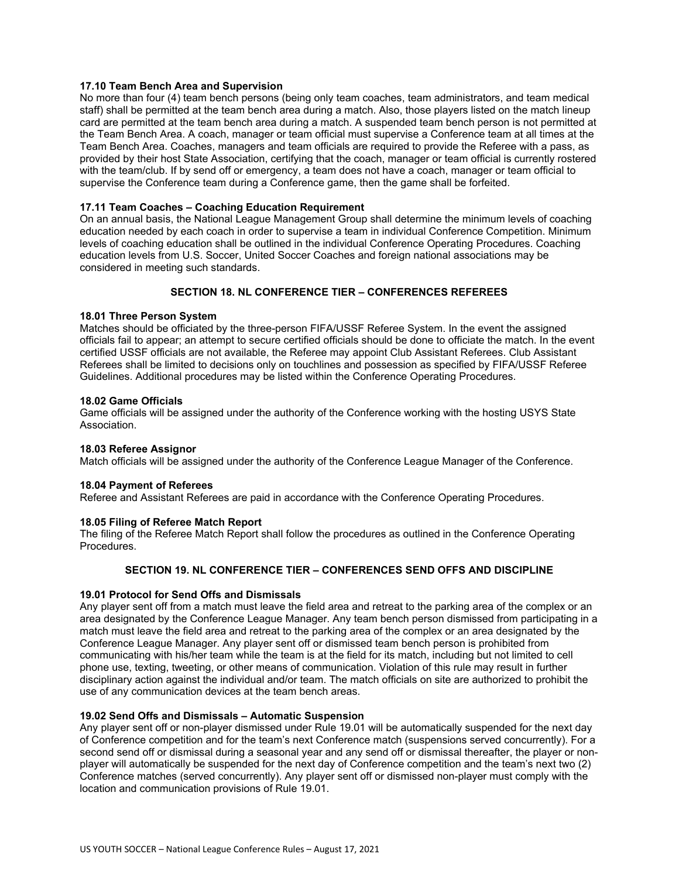### 17.10 Team Bench Area and Supervision

No more than four (4) team bench persons (being only team coaches, team administrators, and team medical staff) shall be permitted at the team bench area during a match. Also, those players listed on the match lineup card are permitted at the team bench area during a match. A suspended team bench person is not permitted at the Team Bench Area. A coach, manager or team official must supervise a Conference team at all times at the Team Bench Area. Coaches, managers and team officials are required to provide the Referee with a pass, as provided by their host State Association, certifying that the coach, manager or team official is currently rostered with the team/club. If by send off or emergency, a team does not have a coach, manager or team official to supervise the Conference team during a Conference game, then the game shall be forfeited.

### 17.11 Team Coaches – Coaching Education Requirement

On an annual basis, the National League Management Group shall determine the minimum levels of coaching education needed by each coach in order to supervise a team in individual Conference Competition. Minimum levels of coaching education shall be outlined in the individual Conference Operating Procedures. Coaching education levels from U.S. Soccer, United Soccer Coaches and foreign national associations may be considered in meeting such standards.

## SECTION 18. NL CONFERENCE TIER – CONFERENCES REFEREES

### 18.01 Three Person System

Matches should be officiated by the three-person FIFA/USSF Referee System. In the event the assigned officials fail to appear; an attempt to secure certified officials should be done to officiate the match. In the event certified USSF officials are not available, the Referee may appoint Club Assistant Referees. Club Assistant Referees shall be limited to decisions only on touchlines and possession as specified by FIFA/USSF Referee Guidelines. Additional procedures may be listed within the Conference Operating Procedures.

### 18.02 Game Officials

Game officials will be assigned under the authority of the Conference working with the hosting USYS State Association.

### 18.03 Referee Assignor

Match officials will be assigned under the authority of the Conference League Manager of the Conference.

### 18.04 Payment of Referees

Referee and Assistant Referees are paid in accordance with the Conference Operating Procedures.

### 18.05 Filing of Referee Match Report

The filing of the Referee Match Report shall follow the procedures as outlined in the Conference Operating Procedures.

## SECTION 19. NL CONFERENCE TIER – CONFERENCES SEND OFFS AND DISCIPLINE

### 19.01 Protocol for Send Offs and Dismissals

Any player sent off from a match must leave the field area and retreat to the parking area of the complex or an area designated by the Conference League Manager. Any team bench person dismissed from participating in a match must leave the field area and retreat to the parking area of the complex or an area designated by the Conference League Manager. Any player sent off or dismissed team bench person is prohibited from communicating with his/her team while the team is at the field for its match, including but not limited to cell phone use, texting, tweeting, or other means of communication. Violation of this rule may result in further disciplinary action against the individual and/or team. The match officials on site are authorized to prohibit the use of any communication devices at the team bench areas.

### 19.02 Send Offs and Dismissals – Automatic Suspension

Any player sent off or non-player dismissed under Rule 19.01 will be automatically suspended for the next day of Conference competition and for the team's next Conference match (suspensions served concurrently). For a second send off or dismissal during a seasonal year and any send off or dismissal thereafter, the player or non-player will automatically be suspended for the next day of Conference competition and the team's next two (2) Conference matches (served concurrently). Any player sent off or dismissed non-player must comply with the location and communication provisions of Rule 19.01.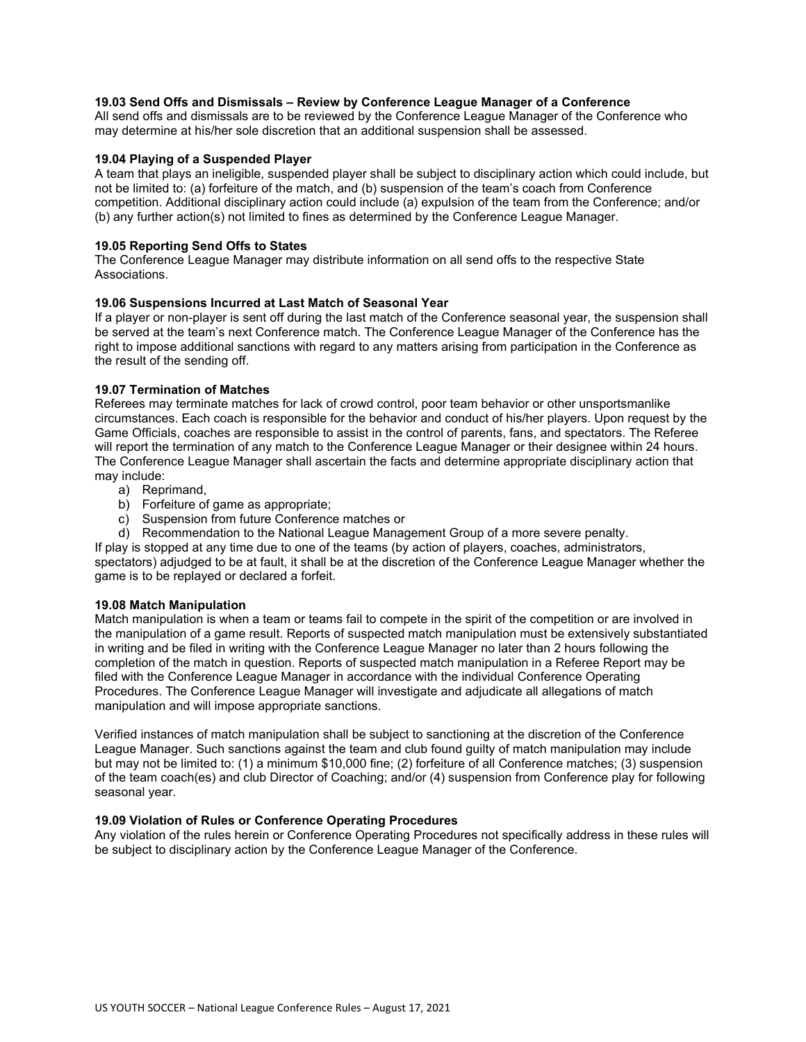### 19.03 Send Offs and Dismissals – Review by Conference League Manager of a Conference

All send offs and dismissals are to be reviewed by the Conference League Manager of the Conference who may determine at his/her sole discretion that an additional suspension shall be assessed.

### 19.04 Playing of a Suspended Player

A team that plays an ineligible, suspended player shall be subject to disciplinary action which could include, but not be limited to: (a) forfeiture of the match, and (b) suspension of the team's coach from Conference competition. Additional disciplinary action could include (a) expulsion of the team from the Conference; and/or (b) any further action(s) not limited to fines as determined by the Conference League Manager.

### 19.05 Reporting Send Offs to States

The Conference League Manager may distribute information on all send offs to the respective State Associations.

### 19.06 Suspensions Incurred at Last Match of Seasonal Year

If a player or non-player is sent off during the last match of the Conference seasonal year, the suspension shall be served at the team's next Conference match. The Conference League Manager of the Conference has the right to impose additional sanctions with regard to any matters arising from participation in the Conference as the result of the sending off.

### 19.07 Termination of Matches

Referees may terminate matches for lack of crowd control, poor team behavior or other unsportsmanlike circumstances. Each coach is responsible for the behavior and conduct of his/her players. Upon request by the Game Officials, coaches are responsible to assist in the control of parents, fans, and spectators. The Referee will report the termination of any match to the Conference League Manager or their designee within 24 hours. The Conference League Manager shall ascertain the facts and determine appropriate disciplinary action that may include:

a) Reprimand,
b) Forfeiture of game as appropriate;
c) Suspension from future Conference matches or
d) Recommendation to the National League Management Group of a more severe penalty.

If play is stopped at any time due to one of the teams (by action of players, coaches, administrators, spectators) adjudged to be at fault, it shall be at the discretion of the Conference League Manager whether the game is to be replayed or declared a forfeit.

### 19.08 Match Manipulation

Match manipulation is when a team or teams fail to compete in the spirit of the competition or are involved in the manipulation of a game result. Reports of suspected match manipulation must be extensively substantiated in writing and be filed in writing with the Conference League Manager no later than 2 hours following the completion of the match in question. Reports of suspected match manipulation in a Referee Report may be filed with the Conference League Manager in accordance with the individual Conference Operating Procedures. The Conference League Manager will investigate and adjudicate all allegations of match manipulation and will impose appropriate sanctions.

Verified instances of match manipulation shall be subject to sanctioning at the discretion of the Conference League Manager. Such sanctions against the team and club found guilty of match manipulation may include but may not be limited to: (1) a minimum $10,000 fine; (2) forfeiture of all Conference matches; (3) suspension of the team coach(es) and club Director of Coaching; and/or (4) suspension from Conference play for following seasonal year.

### 19.09 Violation of Rules or Conference Operating Procedures

Any violation of the rules herein or Conference Operating Procedures not specifically address in these rules will be subject to disciplinary action by the Conference League Manager of the Conference.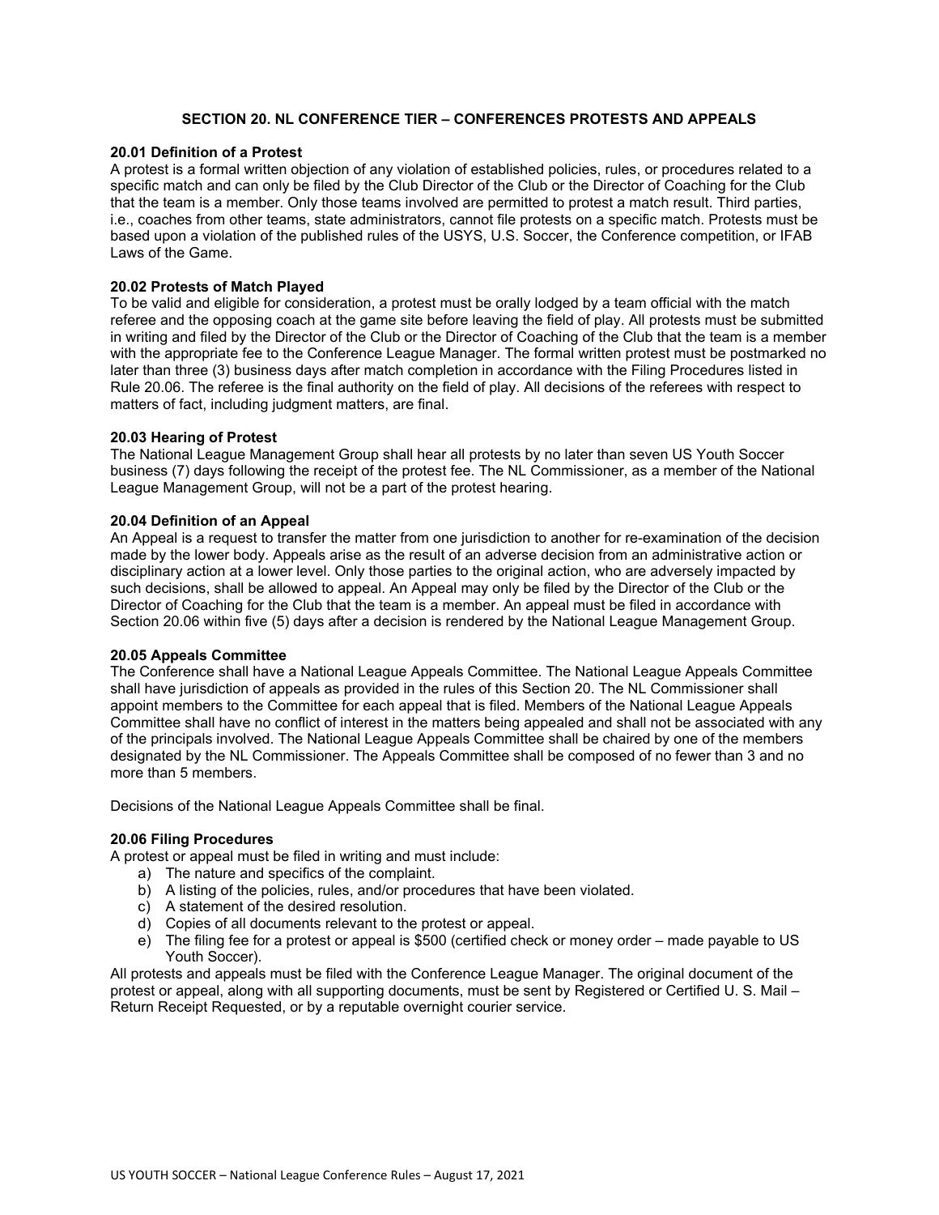## SECTION 20. NL CONFERENCE TIER – CONFERENCES PROTESTS AND APPEALS

### 20.01 Definition of a Protest

A protest is a formal written objection of any violation of established policies, rules, or procedures related to a specific match and can only be filed by the Club Director of the Club or the Director of Coaching for the Club that the team is a member. Only those teams involved are permitted to protest a match result. Third parties, i.e., coaches from other teams, state administrators, cannot file protests on a specific match. Protests must be based upon a violation of the published rules of the USYS, U.S. Soccer, the Conference competition, or IFAB Laws of the Game.

### 20.02 Protests of Match Played

To be valid and eligible for consideration, a protest must be orally lodged by a team official with the match referee and the opposing coach at the game site before leaving the field of play. All protests must be submitted in writing and filed by the Director of the Club or the Director of Coaching of the Club that the team is a member with the appropriate fee to the Conference League Manager. The formal written protest must be postmarked no later than three (3) business days after match completion in accordance with the Filing Procedures listed in Rule 20.06. The referee is the final authority on the field of play. All decisions of the referees with respect to matters of fact, including judgment matters, are final.

### 20.03 Hearing of Protest

The National League Management Group shall hear all protests by no later than seven US Youth Soccer business (7) days following the receipt of the protest fee. The NL Commissioner, as a member of the National League Management Group, will not be a part of the protest hearing.

### 20.04 Definition of an Appeal

An Appeal is a request to transfer the matter from one jurisdiction to another for re-examination of the decision made by the lower body. Appeals arise as the result of an adverse decision from an administrative action or disciplinary action at a lower level. Only those parties to the original action, who are adversely impacted by such decisions, shall be allowed to appeal. An Appeal may only be filed by the Director of the Club or the Director of Coaching for the Club that the team is a member. An appeal must be filed in accordance with Section 20.06 within five (5) days after a decision is rendered by the National League Management Group.

### 20.05 Appeals Committee

The Conference shall have a National League Appeals Committee. The National League Appeals Committee shall have jurisdiction of appeals as provided in the rules of this Section 20. The NL Commissioner shall appoint members to the Committee for each appeal that is filed. Members of the National League Appeals Committee shall have no conflict of interest in the matters being appealed and shall not be associated with any of the principals involved. The National League Appeals Committee shall be chaired by one of the members designated by the NL Commissioner. The Appeals Committee shall be composed of no fewer than 3 and no more than 5 members.

Decisions of the National League Appeals Committee shall be final.

### 20.06 Filing Procedures

A protest or appeal must be filed in writing and must include:

a) The nature and specifics of the complaint.
b) A listing of the policies, rules, and/or procedures that have been violated.
c) A statement of the desired resolution.
d) Copies of all documents relevant to the protest or appeal.
e) The filing fee for a protest or appeal is $500 (certified check or money order – made payable to US Youth Soccer).

All protests and appeals must be filed with the Conference League Manager. The original document of the protest or appeal, along with all supporting documents, must be sent by Registered or Certified U. S. Mail – Return Receipt Requested, or by a reputable overnight courier service.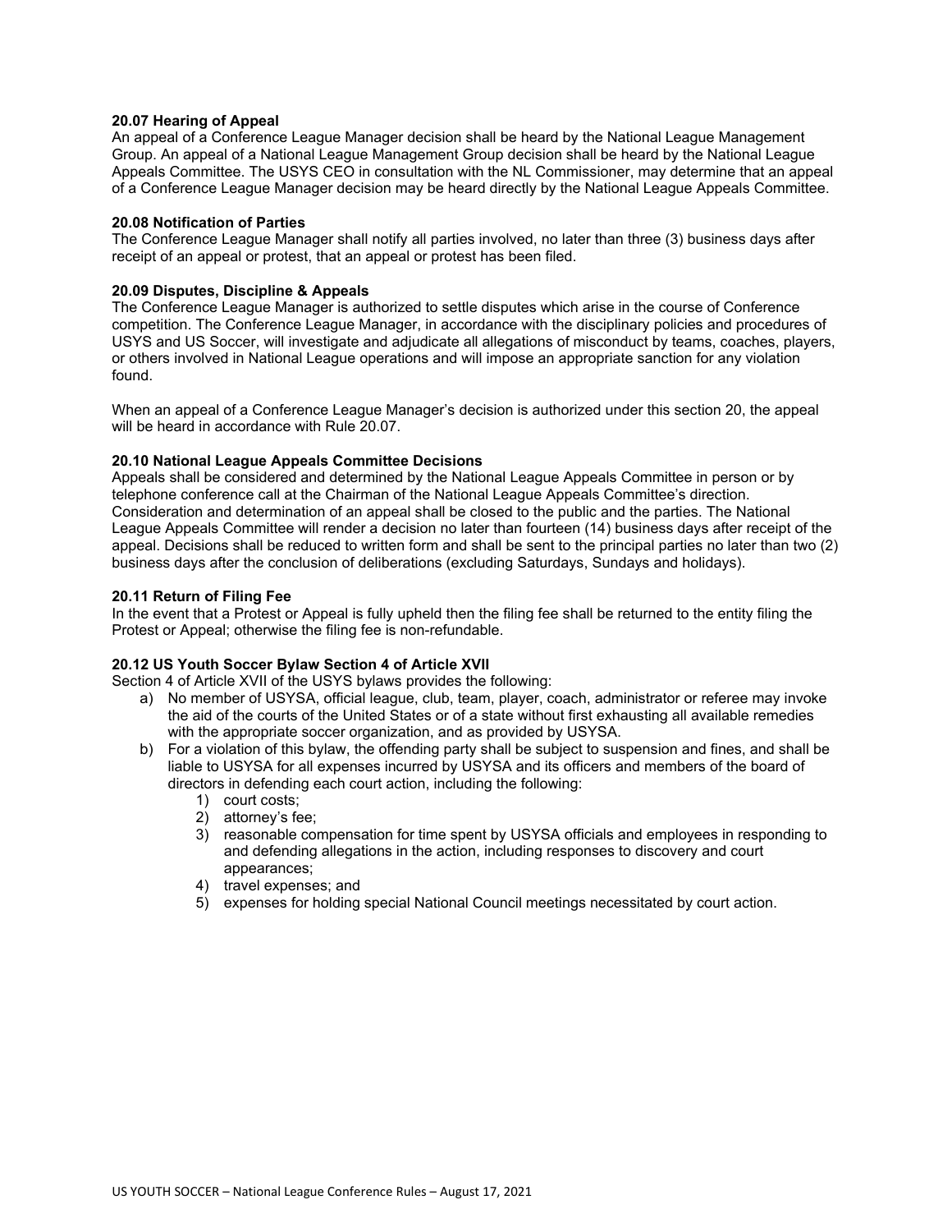**20.07 Hearing of Appeal**

An appeal of a Conference League Manager decision shall be heard by the National League Management Group. An appeal of a National League Management Group decision shall be heard by the National League Appeals Committee. The USYS CEO in consultation with the NL Commissioner, may determine that an appeal of a Conference League Manager decision may be heard directly by the National League Appeals Committee.

**20.08 Notification of Parties**

The Conference League Manager shall notify all parties involved, no later than three (3) business days after receipt of an appeal or protest, that an appeal or protest has been filed.

**20.09 Disputes, Discipline & Appeals**

The Conference League Manager is authorized to settle disputes which arise in the course of Conference competition. The Conference League Manager, in accordance with the disciplinary policies and procedures of USYS and US Soccer, will investigate and adjudicate all allegations of misconduct by teams, coaches, players, or others involved in National League operations and will impose an appropriate sanction for any violation found.

When an appeal of a Conference League Manager's decision is authorized under this section 20, the appeal will be heard in accordance with Rule 20.07.

**20.10 National League Appeals Committee Decisions**

Appeals shall be considered and determined by the National League Appeals Committee in person or by telephone conference call at the Chairman of the National League Appeals Committee's direction. Consideration and determination of an appeal shall be closed to the public and the parties. The National League Appeals Committee will render a decision no later than fourteen (14) business days after receipt of the appeal. Decisions shall be reduced to written form and shall be sent to the principal parties no later than two (2) business days after the conclusion of deliberations (excluding Saturdays, Sundays and holidays).

**20.11 Return of Filing Fee**

In the event that a Protest or Appeal is fully upheld then the filing fee shall be returned to the entity filing the Protest or Appeal; otherwise the filing fee is non-refundable.

**20.12 US Youth Soccer Bylaw Section 4 of Article XVII**

Section 4 of Article XVII of the USYS bylaws provides the following:

a) No member of USYSA, official league, club, team, player, coach, administrator or referee may invoke the aid of the courts of the United States or of a state without first exhausting all available remedies with the appropriate soccer organization, and as provided by USYSA.
b) For a violation of this bylaw, the offending party shall be subject to suspension and fines, and shall be liable to USYSA for all expenses incurred by USYSA and its officers and members of the board of directors in defending each court action, including the following:
    1) court costs;
    2) attorney's fee;
    3) reasonable compensation for time spent by USYSA officials and employees in responding to and defending allegations in the action, including responses to discovery and court appearances;
    4) travel expenses; and
    5) expenses for holding special National Council meetings necessitated by court action.